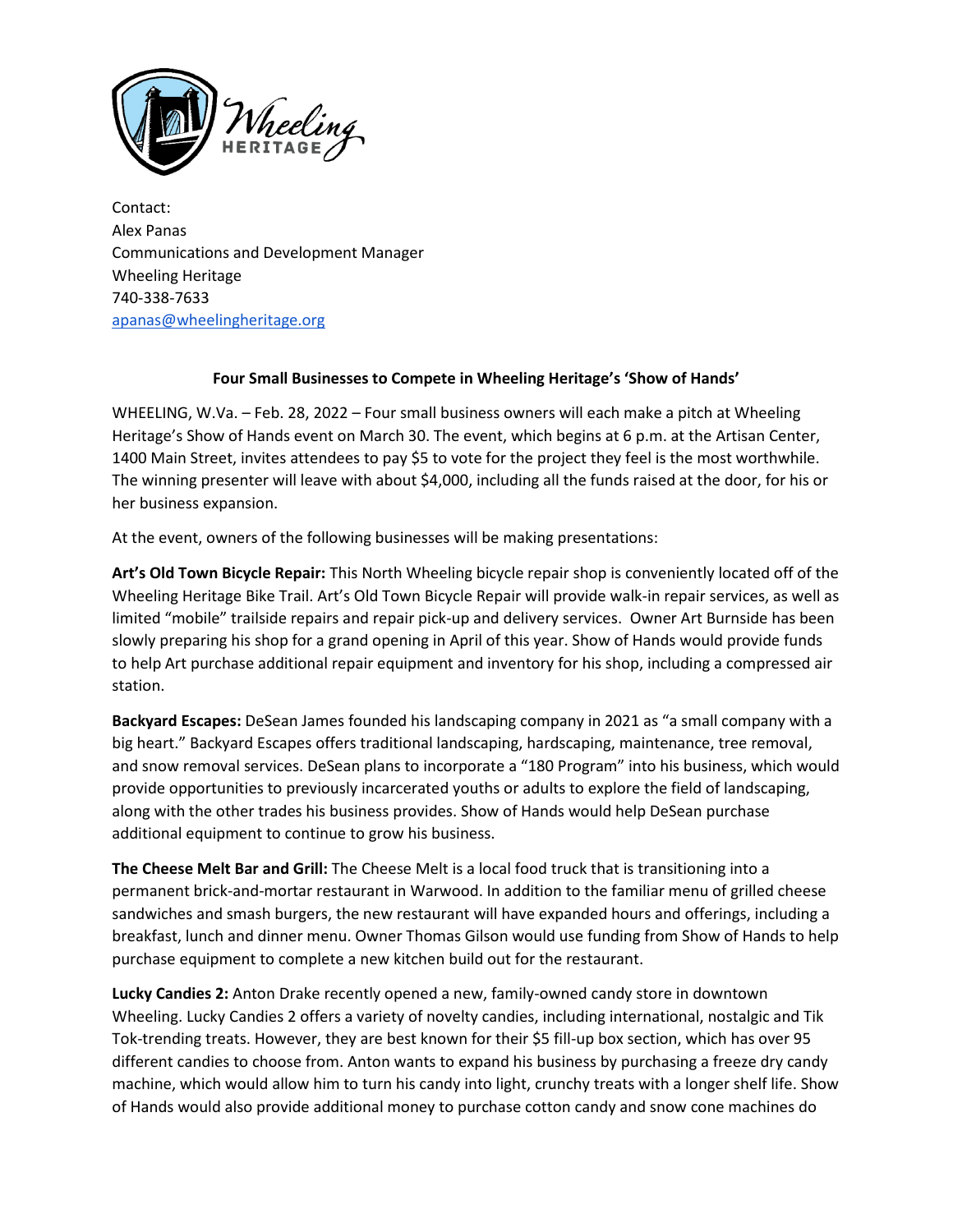Contact:
Alex Panas
Communications and Development Manager
Wheeling Heritage
740-338-7633
[apanas@wheelingheritage.org](mailto:apanas@wheelingheritage.org)

## Four Small Businesses to Compete in Wheeling Heritage's 'Show of Hands'

WHEELING, W.Va. – Feb. 28, 2022 – Four small business owners will each make a pitch at Wheeling Heritage's Show of Hands event on March 30. The event, which begins at 6 p.m. at the Artisan Center, 1400 Main Street, invites attendees to pay $5 to vote for the project they feel is the most worthwhile. The winning presenter will leave with about $4,000, including all the funds raised at the door, for his or her business expansion.

At the event, owners of the following businesses will be making presentations:

**Art's Old Town Bicycle Repair:** This North Wheeling bicycle repair shop is conveniently located off of the Wheeling Heritage Bike Trail. Art's Old Town Bicycle Repair will provide walk-in repair services, as well as limited "mobile" trailside repairs and repair pick-up and delivery services. Owner Art Burnside has been slowly preparing his shop for a grand opening in April of this year. Show of Hands would provide funds to help Art purchase additional repair equipment and inventory for his shop, including a compressed air station.

**Backyard Escapes:** DeSean James founded his landscaping company in 2021 as "a small company with a big heart." Backyard Escapes offers traditional landscaping, hardscaping, maintenance, tree removal, and snow removal services. DeSean plans to incorporate a "180 Program" into his business, which would provide opportunities to previously incarcerated youths or adults to explore the field of landscaping, along with the other trades his business provides. Show of Hands would help DeSean purchase additional equipment to continue to grow his business.

**The Cheese Melt Bar and Grill:** The Cheese Melt is a local food truck that is transitioning into a permanent brick-and-mortar restaurant in Warwood. In addition to the familiar menu of grilled cheese sandwiches and smash burgers, the new restaurant will have expanded hours and offerings, including a breakfast, lunch and dinner menu. Owner Thomas Gilson would use funding from Show of Hands to help purchase equipment to complete a new kitchen build out for the restaurant.

**Lucky Candies 2:** Anton Drake recently opened a new, family-owned candy store in downtown Wheeling. Lucky Candies 2 offers a variety of novelty candies, including international, nostalgic and Tik Tok-trending treats. However, they are best known for their $5 fill-up box section, which has over 95 different candies to choose from. Anton wants to expand his business by purchasing a freeze dry candy machine, which would allow him to turn his candy into light, crunchy treats with a longer shelf life. Show of Hands would also provide additional money to purchase cotton candy and snow cone machines do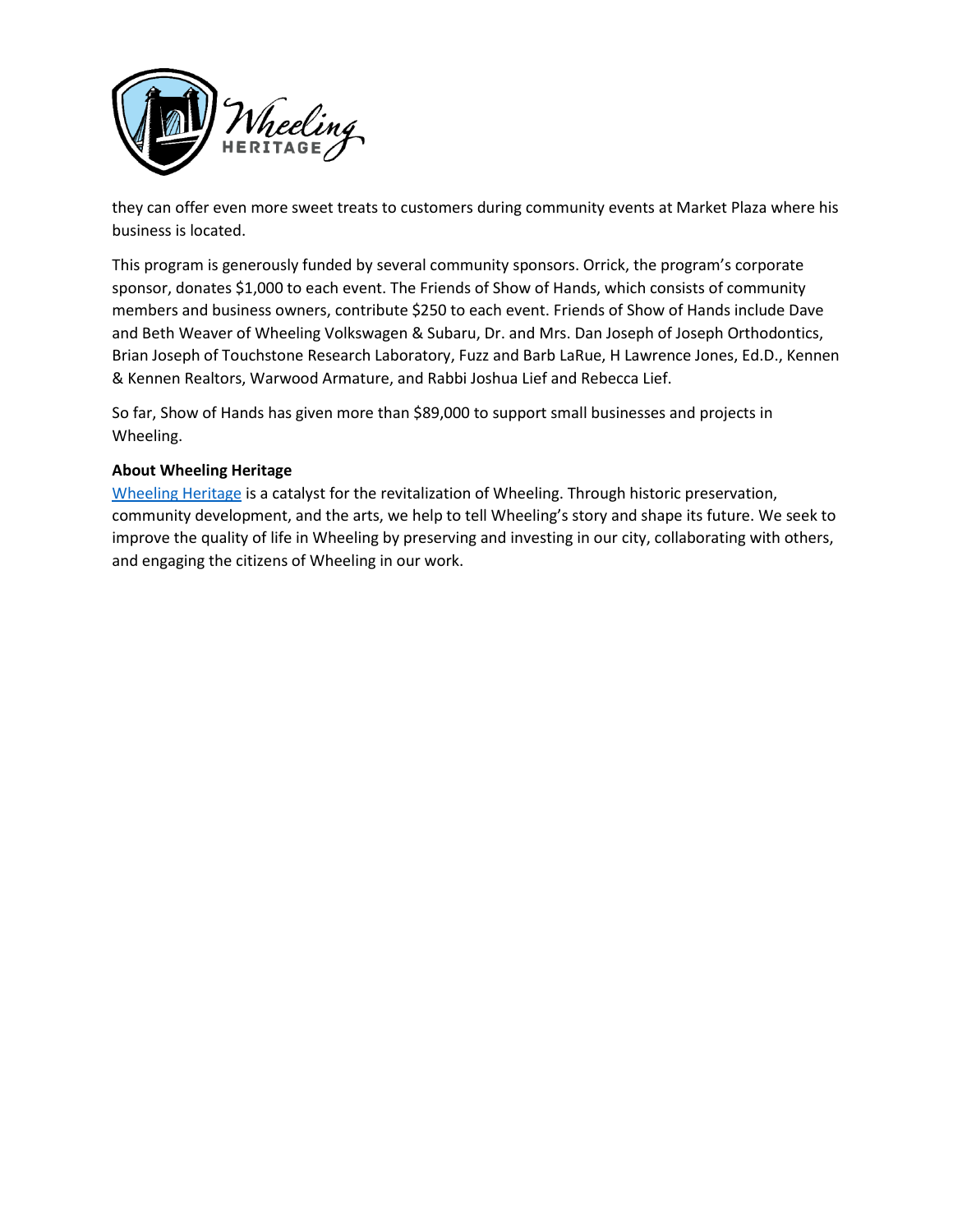they can offer even more sweet treats to customers during community events at Market Plaza where his business is located.

This program is generously funded by several community sponsors. Orrick, the program's corporate sponsor, donates $1,000 to each event. The Friends of Show of Hands, which consists of community members and business owners, contribute $250 to each event. Friends of Show of Hands include Dave and Beth Weaver of Wheeling Volkswagen & Subaru, Dr. and Mrs. Dan Joseph of Joseph Orthodontics, Brian Joseph of Touchstone Research Laboratory, Fuzz and Barb LaRue, H Lawrence Jones, Ed.D., Kennen & Kennen Realtors, Warwood Armature, and Rabbi Joshua Lief and Rebecca Lief.

So far, Show of Hands has given more than $89,000 to support small businesses and projects in Wheeling.

**About Wheeling Heritage**

Wheeling Heritage is a catalyst for the revitalization of Wheeling. Through historic preservation, community development, and the arts, we help to tell Wheeling's story and shape its future. We seek to improve the quality of life in Wheeling by preserving and investing in our city, collaborating with others, and engaging the citizens of Wheeling in our work.